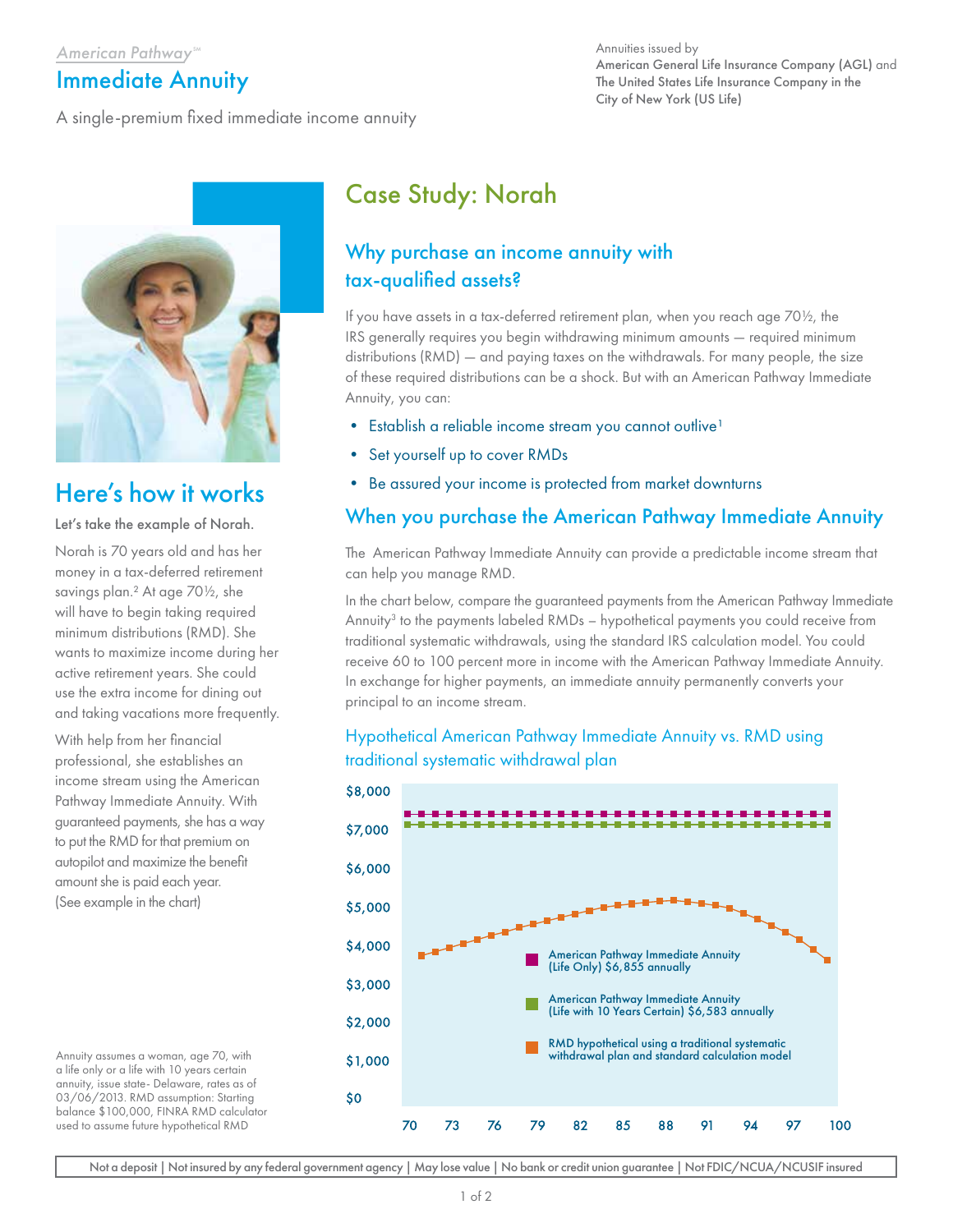American Pathway℠

# Immediate Annuity

A single-premium fixed immediate income annuity

Annuities issued by
American General Life Insurance Company (AGL) and
The United States Life Insurance Company in the
City of New York (US Life)

## Case Study: Norah

### Why purchase an income annuity with tax-qualified assets?

If you have assets in a tax-deferred retirement plan, when you reach age 70½, the IRS generally requires you begin withdrawing minimum amounts — required minimum distributions (RMD) — and paying taxes on the withdrawals. For many people, the size of these required distributions can be a shock. But with an American Pathway Immediate Annuity, you can:

- Establish a reliable income stream you cannot outlive[1]
- Set yourself up to cover RMDs
- Be assured your income is protected from market downturns

### When you purchase the American Pathway Immediate Annuity

The American Pathway Immediate Annuity can provide a predictable income stream that can help you manage RMD.

In the chart below, compare the guaranteed payments from the American Pathway Immediate Annuity[3] to the payments labeled RMDs – hypothetical payments you could receive from traditional systematic withdrawals, using the standard IRS calculation model. You could receive 60 to 100 percent more in income with the American Pathway Immediate Annuity. In exchange for higher payments, an immediate annuity permanently converts your principal to an income stream.

### Hypothetical American Pathway Immediate Annuity vs. RMD using traditional systematic withdrawal plan

- American Pathway Immediate Annuity (Life Only) $6,855 annually
- American Pathway Immediate Annuity (Life with 10 Years Certain) $6,583 annually
- RMD hypothetical using a traditional systematic withdrawal plan and standard calculation model

(Y-axis: $0 to $8,000; X-axis: age 70 to 100)

## Here's how it works

**Let's take the example of Norah.**

Norah is 70 years old and has her money in a tax-deferred retirement savings plan.[2] At age 70½, she will have to begin taking required minimum distributions (RMD). She wants to maximize income during her active retirement years. She could use the extra income for dining out and taking vacations more frequently.

With help from her financial professional, she establishes an income stream using the American Pathway Immediate Annuity. With guaranteed payments, she has a way to put the RMD for that premium on autopilot and maximize the benefit amount she is paid each year. (See example in the chart)

Annuity assumes a woman, age 70, with a life only or a life with 10 years certain annuity, issue state- Delaware, rates as of 03/06/2013. RMD assumption: Starting balance $100,000, FINRA RMD calculator used to assume future hypothetical RMD

Not a deposit | Not insured by any federal government agency | May lose value | No bank or credit union guarantee | Not FDIC/NCUA/NCUSIF insured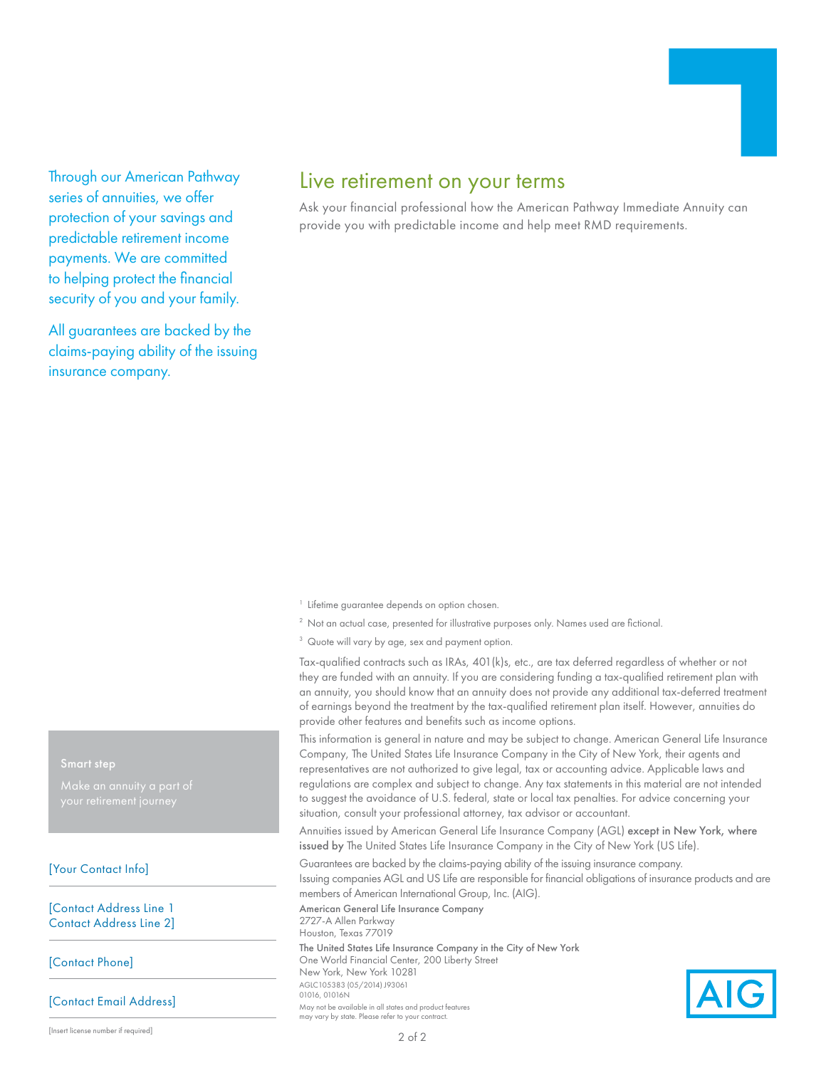Through our American Pathway series of annuities, we offer protection of your savings and predictable retirement income payments. We are committed to helping protect the financial security of you and your family.

All guarantees are backed by the claims-paying ability of the issuing insurance company.

## Live retirement on your terms

Ask your financial professional how the American Pathway Immediate Annuity can provide you with predictable income and help meet RMD requirements.

[1] Lifetime guarantee depends on option chosen.

[2] Not an actual case, presented for illustrative purposes only. Names used are fictional.

[3] Quote will vary by age, sex and payment option.

Tax-qualified contracts such as IRAs, 401(k)s, etc., are tax deferred regardless of whether or not they are funded with an annuity. If you are considering funding a tax-qualified retirement plan with an annuity, you should know that an annuity does not provide any additional tax-deferred treatment of earnings beyond the treatment by the tax-qualified retirement plan itself. However, annuities do provide other features and benefits such as income options.

This information is general in nature and may be subject to change. American General Life Insurance Company, The United States Life Insurance Company in the City of New York, their agents and representatives are not authorized to give legal, tax or accounting advice. Applicable laws and regulations are complex and subject to change. Any tax statements in this material are not intended to suggest the avoidance of U.S. federal, state or local tax penalties. For advice concerning your situation, consult your professional attorney, tax advisor or accountant.

Annuities issued by American General Life Insurance Company (AGL) **except in New York, where issued by** The United States Life Insurance Company in the City of New York (US Life).

Guarantees are backed by the claims-paying ability of the issuing insurance company.
Issuing companies AGL and US Life are responsible for financial obligations of insurance products and are members of American International Group, Inc. (AIG).

**American General Life Insurance Company**
2727-A Allen Parkway
Houston, Texas 77019

**The United States Life Insurance Company in the City of New York**
One World Financial Center, 200 Liberty Street
New York, New York 10281

AGLC105383 (05/2014) J93061
01016, 01016N

May not be available in all states and product features may vary by state. Please refer to your contract.

Smart step

Make an annuity a part of your retirement journey

[Your Contact Info]

[Contact Address Line 1
Contact Address Line 2]

[Contact Phone]

[Contact Email Address]

[Insert license number if required]

AIG